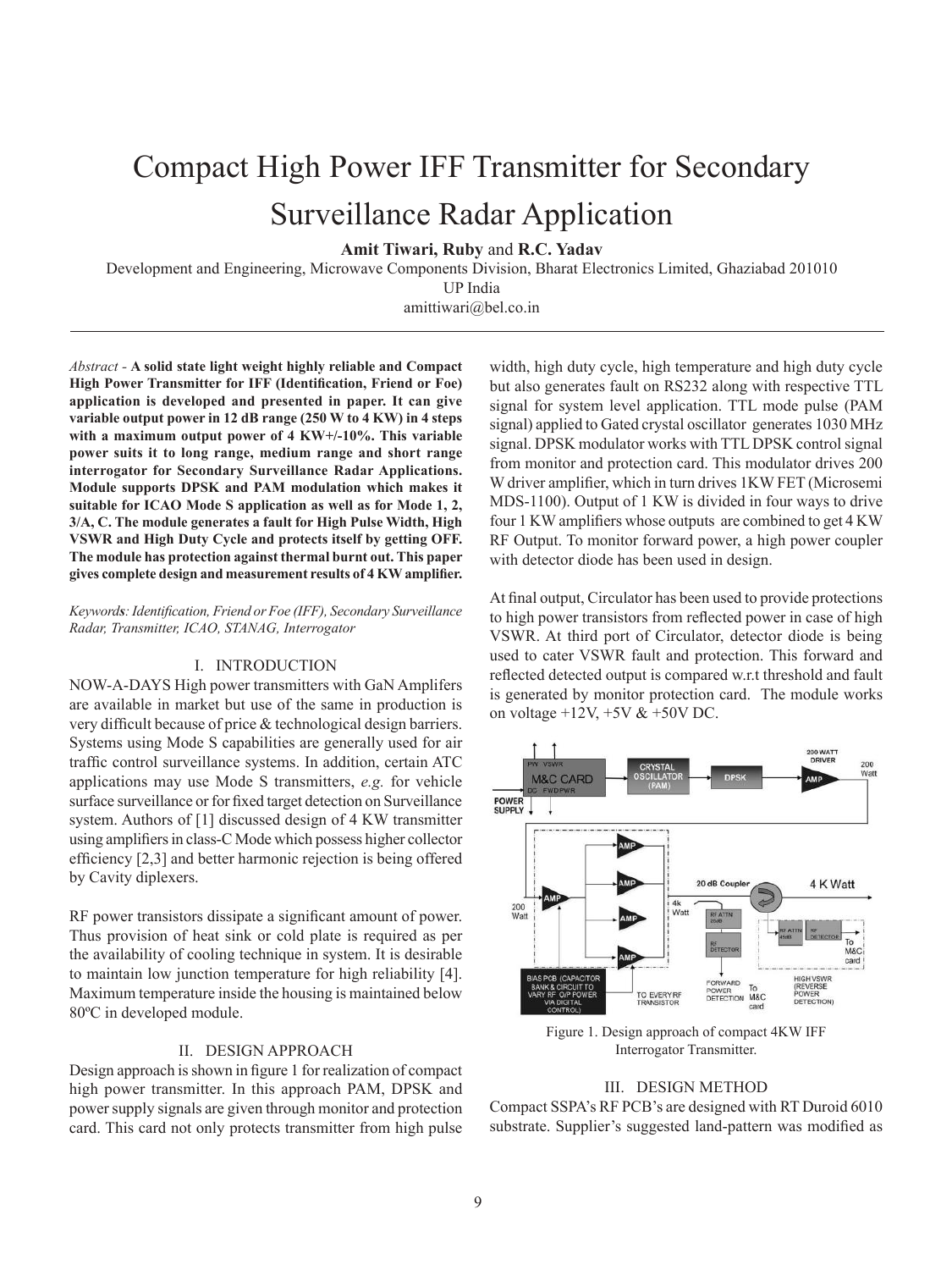# Compact High Power IFF Transmitter for Secondary Surveillance Radar Application

**Amit Tiwari, Ruby** and **R.C. Yadav**

Development and Engineering, Microwave Components Division, Bharat Electronics Limited, Ghaziabad 201010

UP India

amittiwari@bel.co.in

*Abstract* - **A solid state light weight highly reliable and Compact High Power Transmitter for IFF (Identification, Friend or Foe) application is developed and presented in paper. It can give variable output power in 12 dB range (250 W to 4 KW) in 4 steps with a maximum output power of 4 KW+/-10%. This variable power suits it to long range, medium range and short range interrogator for Secondary Surveillance Radar Applications. Module supports DPSK and PAM modulation which makes it suitable for ICAO Mode S application as well as for Mode 1, 2, 3/A, C. The module generates a fault for High Pulse Width, High VSWR and High Duty Cycle and protects itself by getting OFF. The module has protection against thermal burnt out. This paper gives complete design and measurement results of 4 KW amplifier.**

*Keywords: Identification, Friend or Foe (IFF), Secondary Surveillance Radar, Transmitter, ICAO, STANAG, Interrogator*

## I. INTRODUCTION

NOW-A-DAYS High power transmitters with GaN Amplifers are available in market but use of the same in production is very difficult because of price & technological design barriers. Systems using Mode S capabilities are generally used for air traffic control surveillance systems. In addition, certain ATC applications may use Mode S transmitters, *e.g.* for vehicle surface surveillance or for fixed target detection on Surveillance system. Authors of [1] discussed design of 4 KW transmitter using amplifiers in class-C Mode which possess higher collector efficiency [2,3] and better harmonic rejection is being offered by Cavity diplexers.

RF power transistors dissipate a significant amount of power. Thus provision of heat sink or cold plate is required as per the availability of cooling technique in system. It is desirable to maintain low junction temperature for high reliability [4]. Maximum temperature inside the housing is maintained below 80ºC in developed module.

## II. DESIGN APPROACH

Design approach is shown in figure 1 for realization of compact high power transmitter. In this approach PAM, DPSK and power supply signals are given through monitor and protection card. This card not only protects transmitter from high pulse width, high duty cycle, high temperature and high duty cycle but also generates fault on RS232 along with respective TTL signal for system level application. TTL mode pulse (PAM signal) applied to Gated crystal oscillator generates 1030 MHz signal. DPSK modulator works with TTL DPSK control signal from monitor and protection card. This modulator drives 200 W driver amplifier, which in turn drives 1KW FET (Microsemi MDS-1100). Output of 1 KW is divided in four ways to drive four 1 KW amplifiers whose outputs are combined to get 4 KW RF Output. To monitor forward power, a high power coupler with detector diode has been used in design.

At final output, Circulator has been used to provide protections to high power transistors from reflected power in case of high VSWR. At third port of Circulator, detector diode is being used to cater VSWR fault and protection. This forward and reflected detected output is compared w.r.t threshold and fault is generated by monitor protection card. The module works on voltage +12V, +5V & +50V DC.

Figure 1. Design approach of compact 4KW IFF Interrogator Transmitter.

## III. DESIGN METHOD

Compact SSPA's RF PCB's are designed with RT Duroid 6010 substrate. Supplier's suggested land-pattern was modified as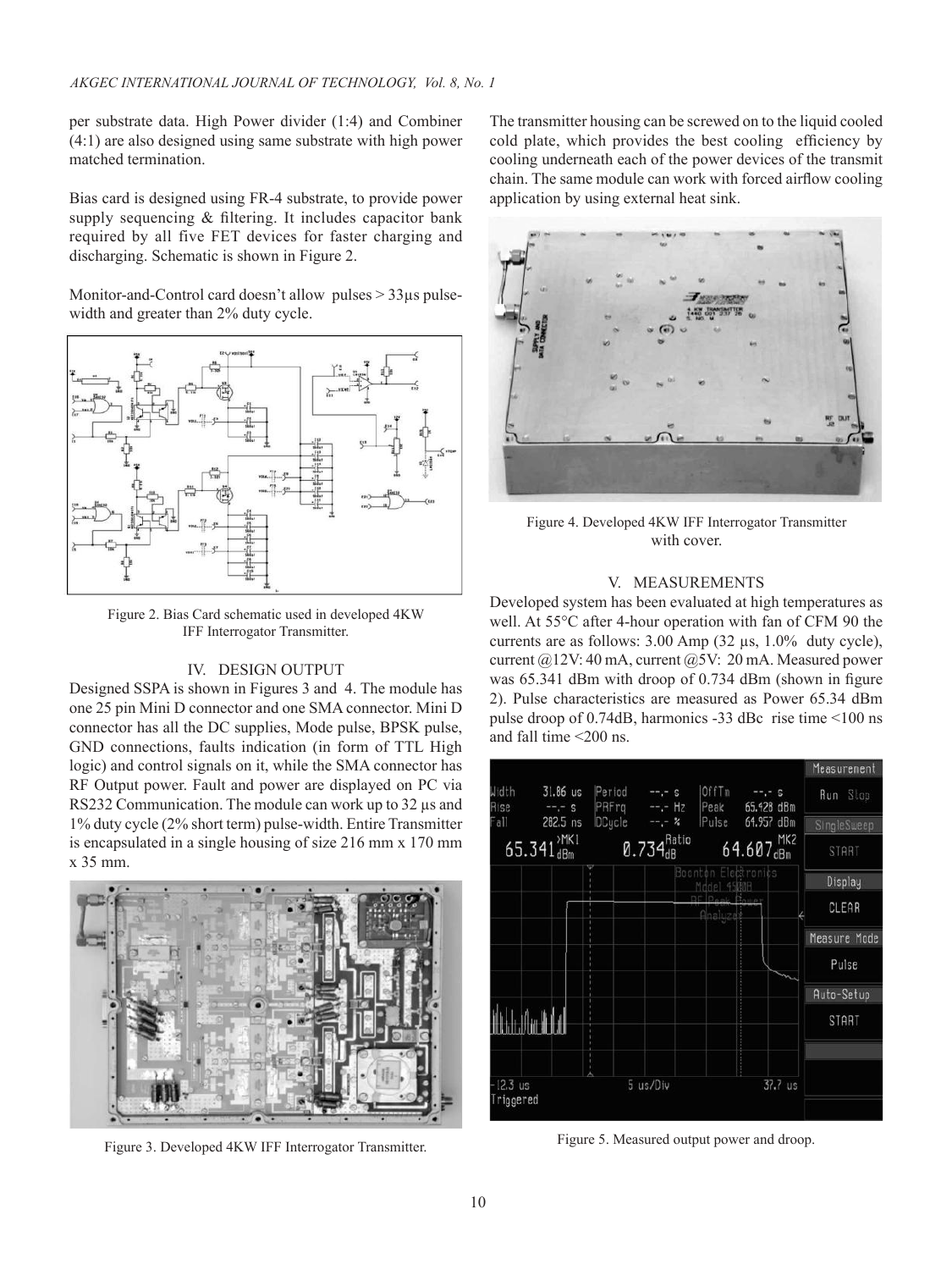per substrate data. High Power divider (1:4) and Combiner (4:1) are also designed using same substrate with high power matched termination.

Bias card is designed using FR-4 substrate, to provide power supply sequencing & filtering. It includes capacitor bank required by all five FET devices for faster charging and discharging. Schematic is shown in Figure 2.

Monitor-and-Control card doesn't allow pulses > 33µs pulse-width and greater than 2% duty cycle.

Figure 2. Bias Card schematic used in developed 4KW IFF Interrogator Transmitter.

## IV. DESIGN OUTPUT

Designed SSPA is shown in Figures 3 and 4. The module has one 25 pin Mini D connector and one SMA connector. Mini D connector has all the DC supplies, Mode pulse, BPSK pulse, GND connections, faults indication (in form of TTL High logic) and control signals on it, while the SMA connector has RF Output power. Fault and power are displayed on PC via RS232 Communication. The module can work up to 32 µs and 1% duty cycle (2% short term) pulse-width. Entire Transmitter is encapsulated in a single housing of size 216 mm x 170 mm x 35 mm.

Figure 3. Developed 4KW IFF Interrogator Transmitter.

The transmitter housing can be screwed on to the liquid cooled cold plate, which provides the best cooling efficiency by cooling underneath each of the power devices of the transmit chain. The same module can work with forced airflow cooling application by using external heat sink.

Figure 4. Developed 4KW IFF Interrogator Transmitter with cover.

## V. MEASUREMENTS

Developed system has been evaluated at high temperatures as well. At 55°C after 4-hour operation with fan of CFM 90 the currents are as follows: 3.00 Amp (32 µs, 1.0% duty cycle), current @12V: 40 mA, current @5V: 20 mA. Measured power was 65.341 dBm with droop of 0.734 dBm (shown in figure 2). Pulse characteristics are measured as Power 65.34 dBm pulse droop of 0.74dB, harmonics -33 dBc rise time <100 ns and fall time <200 ns.

Figure 5. Measured output power and droop.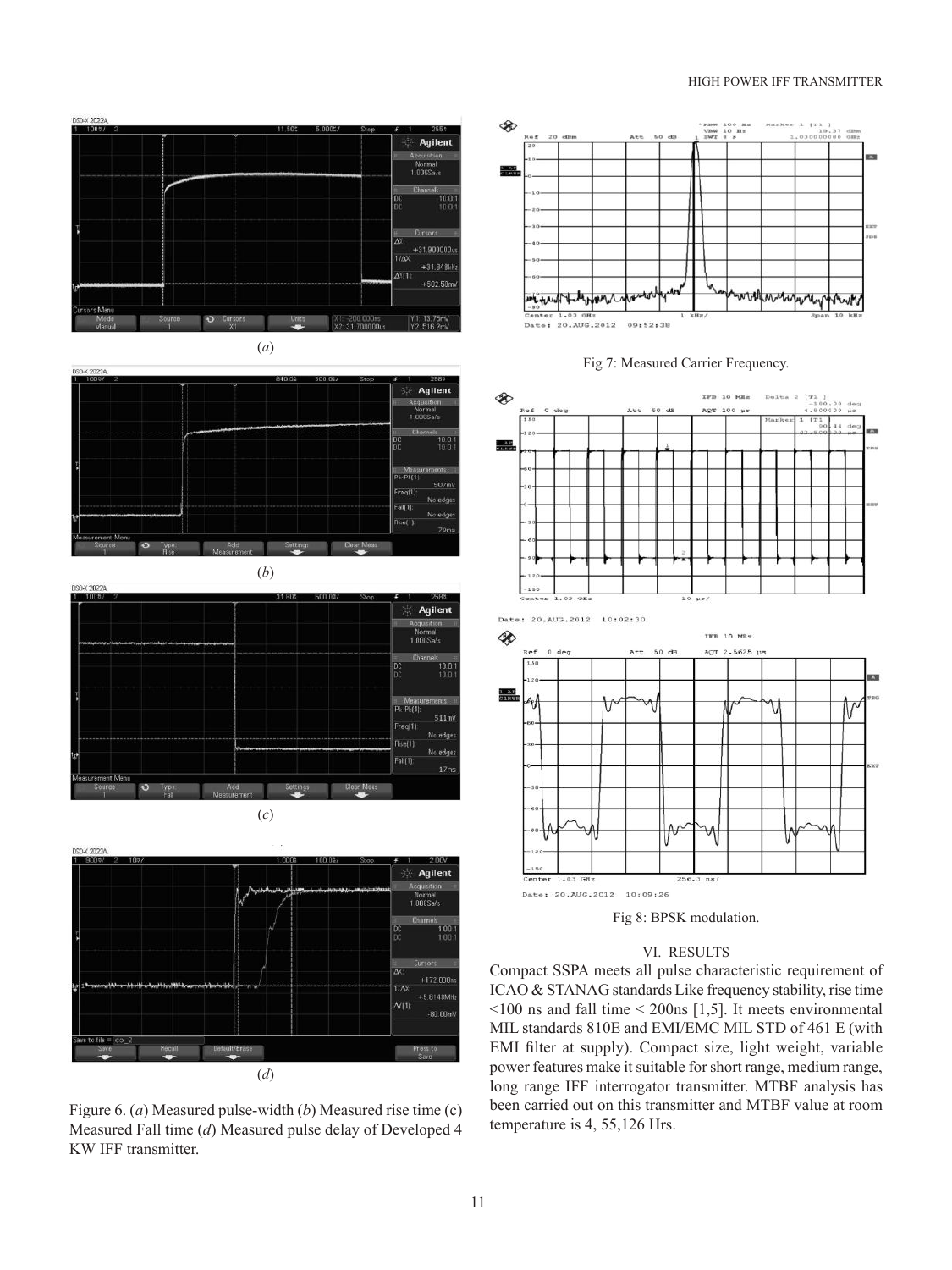Figure 6. (*a*) Measured pulse-width (*b*) Measured rise time (c) Measured Fall time (*d*) Measured pulse delay of Developed 4 KW IFF transmitter.

Fig 7: Measured Carrier Frequency.

Fig 8: BPSK modulation.

## VI. RESULTS

Compact SSPA meets all pulse characteristic requirement of ICAO & STANAG standards Like frequency stability, rise time <100 ns and fall time < 200ns [1,5]. It meets environmental MIL standards 810E and EMI/EMC MIL STD of 461 E (with EMI filter at supply). Compact size, light weight, variable power features make it suitable for short range, medium range, long range IFF interrogator transmitter. MTBF analysis has been carried out on this transmitter and MTBF value at room temperature is 4, 55,126 Hrs.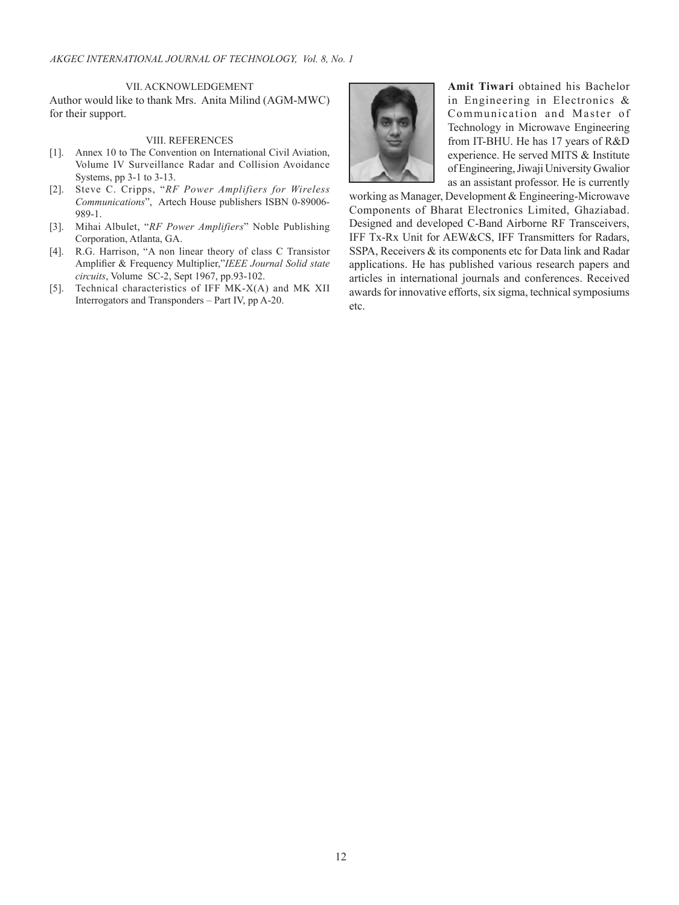## VII. ACKNOWLEDGEMENT

Author would like to thank Mrs. Anita Milind (AGM-MWC) for their support.

## VIII. REFERENCES

[1]. Annex 10 to The Convention on International Civil Aviation, Volume IV Surveillance Radar and Collision Avoidance Systems, pp 3-1 to 3-13.

[2]. Steve C. Cripps, "*RF Power Amplifiers for Wireless Communications*", Artech House publishers ISBN 0-89006-989-1.

[3]. Mihai Albulet, "*RF Power Amplifiers*" Noble Publishing Corporation, Atlanta, GA.

[4]. R.G. Harrison, "A non linear theory of class C Transistor Amplifier & Frequency Multiplier,"*IEEE Journal Solid state circuits*, Volume SC-2, Sept 1967, pp.93-102.

[5]. Technical characteristics of IFF MK-X(A) and MK XII Interrogators and Transponders – Part IV, pp A-20.

**Amit Tiwari** obtained his Bachelor in Engineering in Electronics & Communication and Master of Technology in Microwave Engineering from IT-BHU. He has 17 years of R&D experience. He served MITS & Institute of Engineering, Jiwaji University Gwalior as an assistant professor. He is currently working as Manager, Development & Engineering-Microwave Components of Bharat Electronics Limited, Ghaziabad. Designed and developed C-Band Airborne RF Transceivers, IFF Tx-Rx Unit for AEW&CS, IFF Transmitters for Radars, SSPA, Receivers & its components etc for Data link and Radar applications. He has published various research papers and articles in international journals and conferences. Received awards for innovative efforts, six sigma, technical symposiums etc.